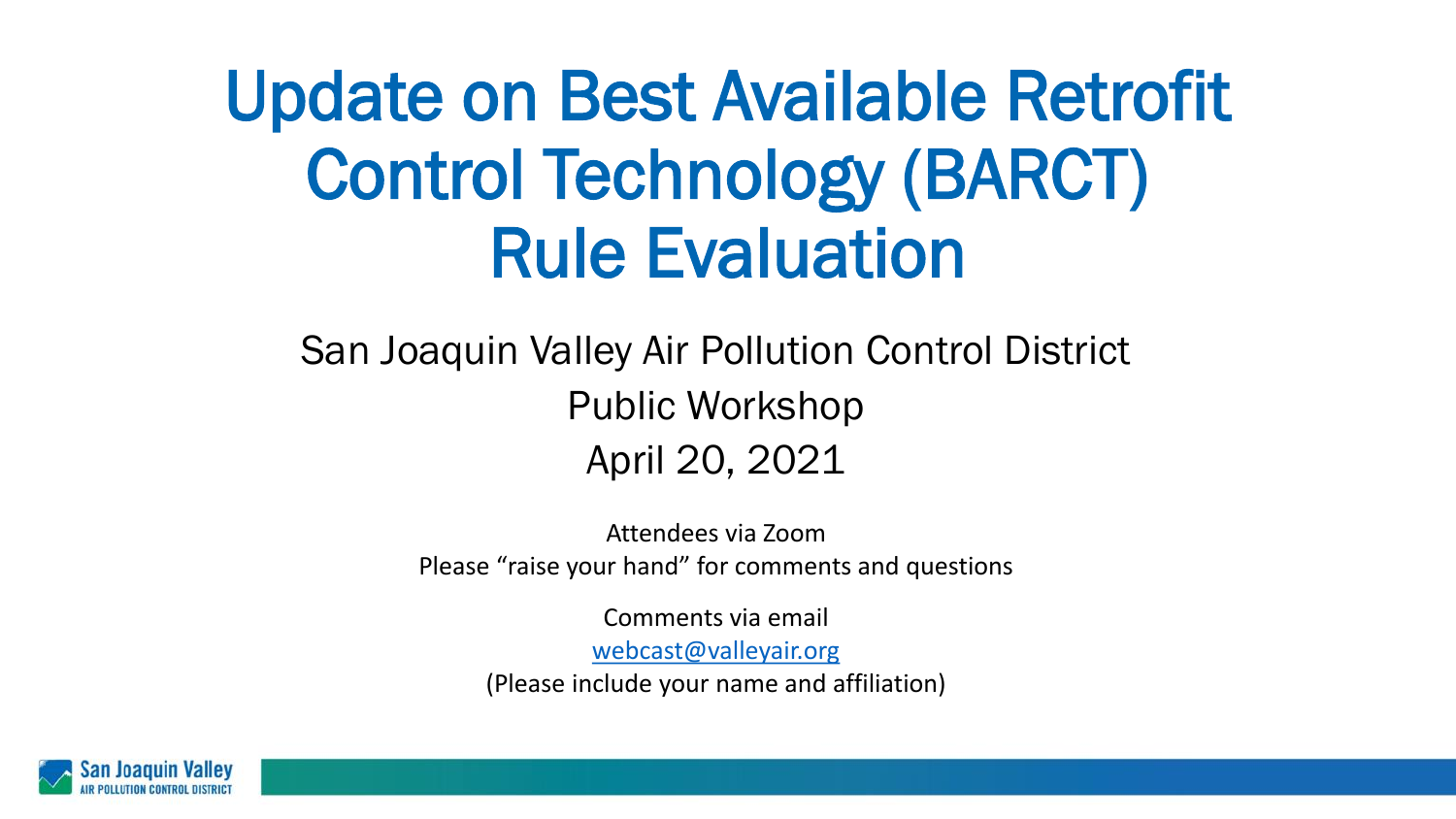# Update on Best Available Retrofit Control Technology (BARCT) Rule Evaluation

San Joaquin Valley Air Pollution Control District

Public Workshop

April 20, 2021

Attendees via Zoom

Please "raise your hand" for comments and questions

Comments via email

webcast@valleyair.org

(Please include your name and affiliation)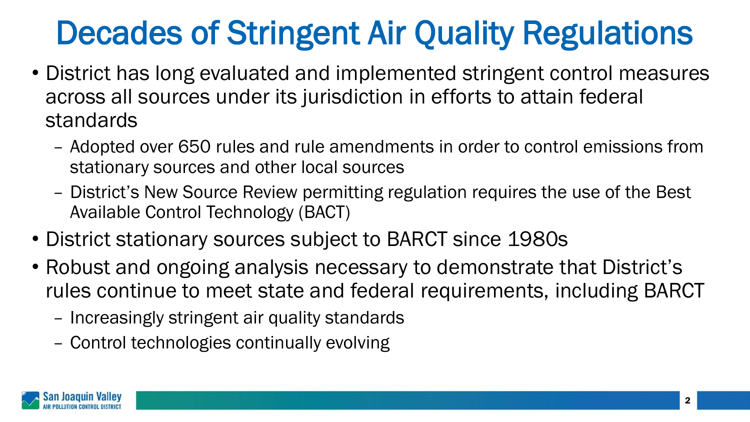# Decades of Stringent Air Quality Regulations

- District has long evaluated and implemented stringent control measures across all sources under its jurisdiction in efforts to attain federal standards
  - Adopted over 650 rules and rule amendments in order to control emissions from stationary sources and other local sources
  - District's New Source Review permitting regulation requires the use of the Best Available Control Technology (BACT)
- District stationary sources subject to BARCT since 1980s
- Robust and ongoing analysis necessary to demonstrate that District's rules continue to meet state and federal requirements, including BARCT
  - Increasingly stringent air quality standards
  - Control technologies continually evolving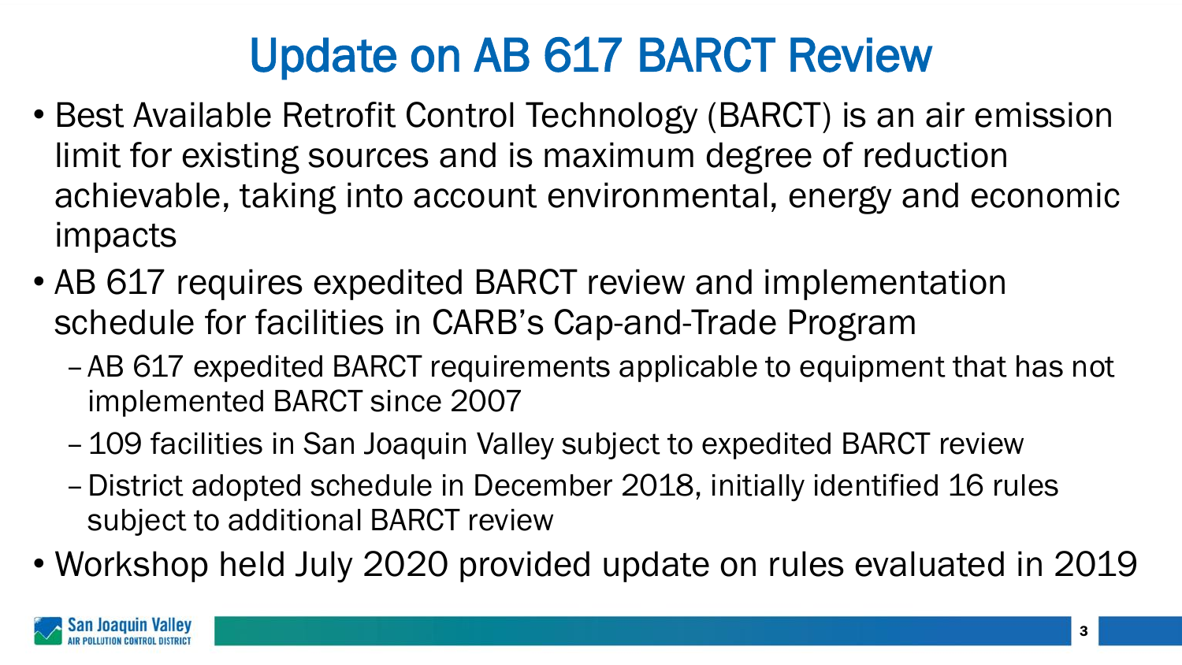# Update on AB 617 BARCT Review

- Best Available Retrofit Control Technology (BARCT) is an air emission limit for existing sources and is maximum degree of reduction achievable, taking into account environmental, energy and economic impacts
- AB 617 requires expedited BARCT review and implementation schedule for facilities in CARB's Cap-and-Trade Program
  - AB 617 expedited BARCT requirements applicable to equipment that has not implemented BARCT since 2007
  - 109 facilities in San Joaquin Valley subject to expedited BARCT review
  - District adopted schedule in December 2018, initially identified 16 rules subject to additional BARCT review
- Workshop held July 2020 provided update on rules evaluated in 2019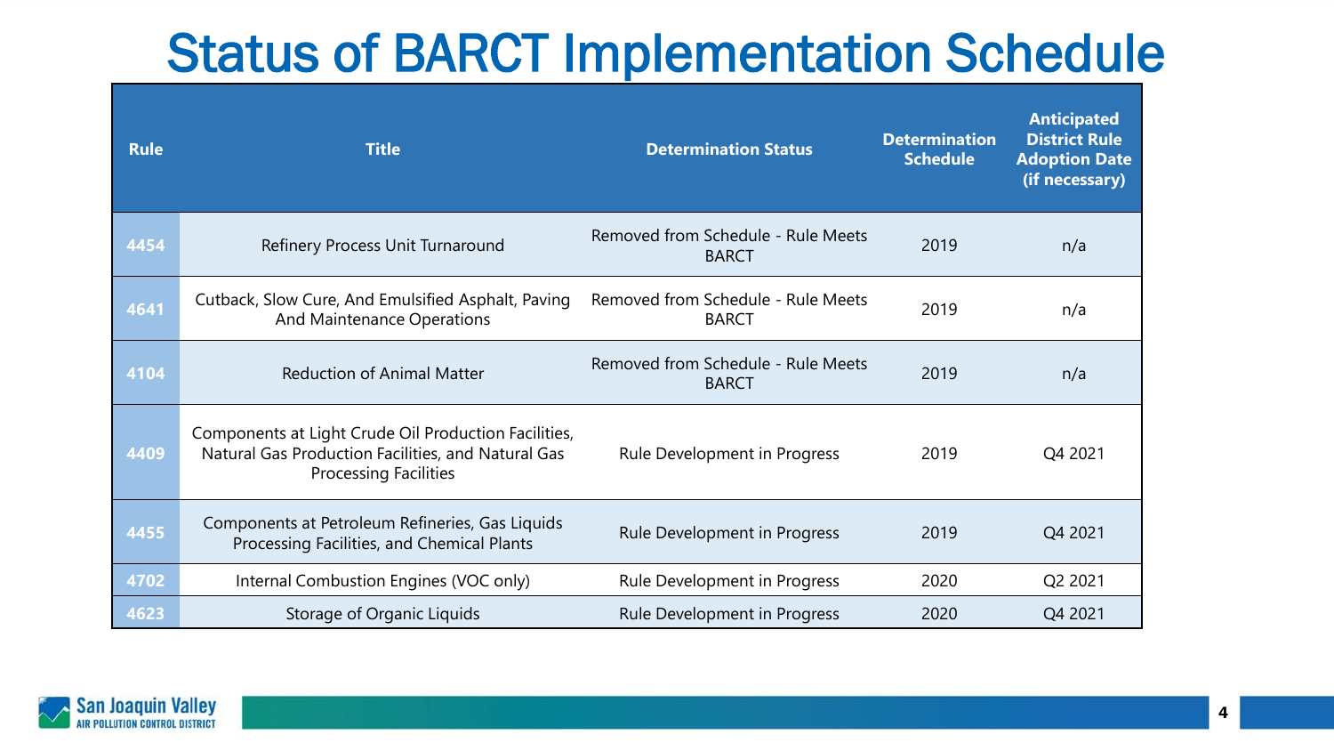# Status of BARCT Implementation Schedule

| Rule | Title | Determination Status | Determination Schedule | Anticipated District Rule Adoption Date (if necessary) |
|---|---|---|---|---|
| 4454 | Refinery Process Unit Turnaround | Removed from Schedule - Rule Meets BARCT | 2019 | n/a |
| 4641 | Cutback, Slow Cure, And Emulsified Asphalt, Paving And Maintenance Operations | Removed from Schedule - Rule Meets BARCT | 2019 | n/a |
| 4104 | Reduction of Animal Matter | Removed from Schedule - Rule Meets BARCT | 2019 | n/a |
| 4409 | Components at Light Crude Oil Production Facilities, Natural Gas Production Facilities, and Natural Gas Processing Facilities | Rule Development in Progress | 2019 | Q4 2021 |
| 4455 | Components at Petroleum Refineries, Gas Liquids Processing Facilities, and Chemical Plants | Rule Development in Progress | 2019 | Q4 2021 |
| 4702 | Internal Combustion Engines (VOC only) | Rule Development in Progress | 2020 | Q2 2021 |
| 4623 | Storage of Organic Liquids | Rule Development in Progress | 2020 | Q4 2021 |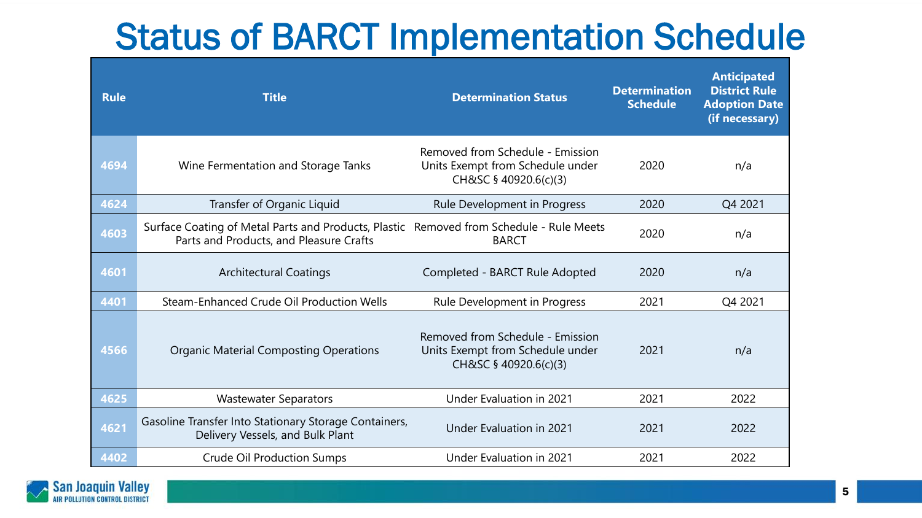# Status of BARCT Implementation Schedule

| Rule | Title | Determination Status | Determination Schedule | Anticipated District Rule Adoption Date (if necessary) |
|---|---|---|---|---|
| 4694 | Wine Fermentation and Storage Tanks | Removed from Schedule - Emission Units Exempt from Schedule under CH&SC § 40920.6(c)(3) | 2020 | n/a |
| 4624 | Transfer of Organic Liquid | Rule Development in Progress | 2020 | Q4 2021 |
| 4603 | Surface Coating of Metal Parts and Products, Plastic Parts and Products, and Pleasure Crafts | Removed from Schedule - Rule Meets BARCT | 2020 | n/a |
| 4601 | Architectural Coatings | Completed - BARCT Rule Adopted | 2020 | n/a |
| 4401 | Steam-Enhanced Crude Oil Production Wells | Rule Development in Progress | 2021 | Q4 2021 |
| 4566 | Organic Material Composting Operations | Removed from Schedule - Emission Units Exempt from Schedule under CH&SC § 40920.6(c)(3) | 2021 | n/a |
| 4625 | Wastewater Separators | Under Evaluation in 2021 | 2021 | 2022 |
| 4621 | Gasoline Transfer Into Stationary Storage Containers, Delivery Vessels, and Bulk Plant | Under Evaluation in 2021 | 2021 | 2022 |
| 4402 | Crude Oil Production Sumps | Under Evaluation in 2021 | 2021 | 2022 |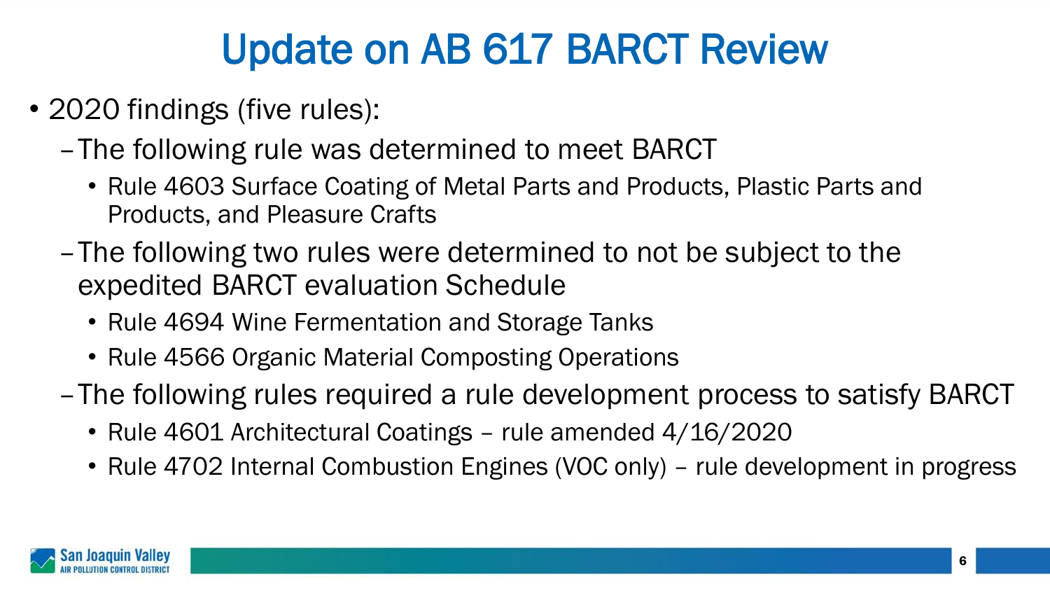# Update on AB 617 BARCT Review

- 2020 findings (five rules):
  - The following rule was determined to meet BARCT
    - Rule 4603 Surface Coating of Metal Parts and Products, Plastic Parts and Products, and Pleasure Crafts
  - The following two rules were determined to not be subject to the expedited BARCT evaluation Schedule
    - Rule 4694 Wine Fermentation and Storage Tanks
    - Rule 4566 Organic Material Composting Operations
  - The following rules required a rule development process to satisfy BARCT
    - Rule 4601 Architectural Coatings – rule amended 4/16/2020
    - Rule 4702 Internal Combustion Engines (VOC only) – rule development in progress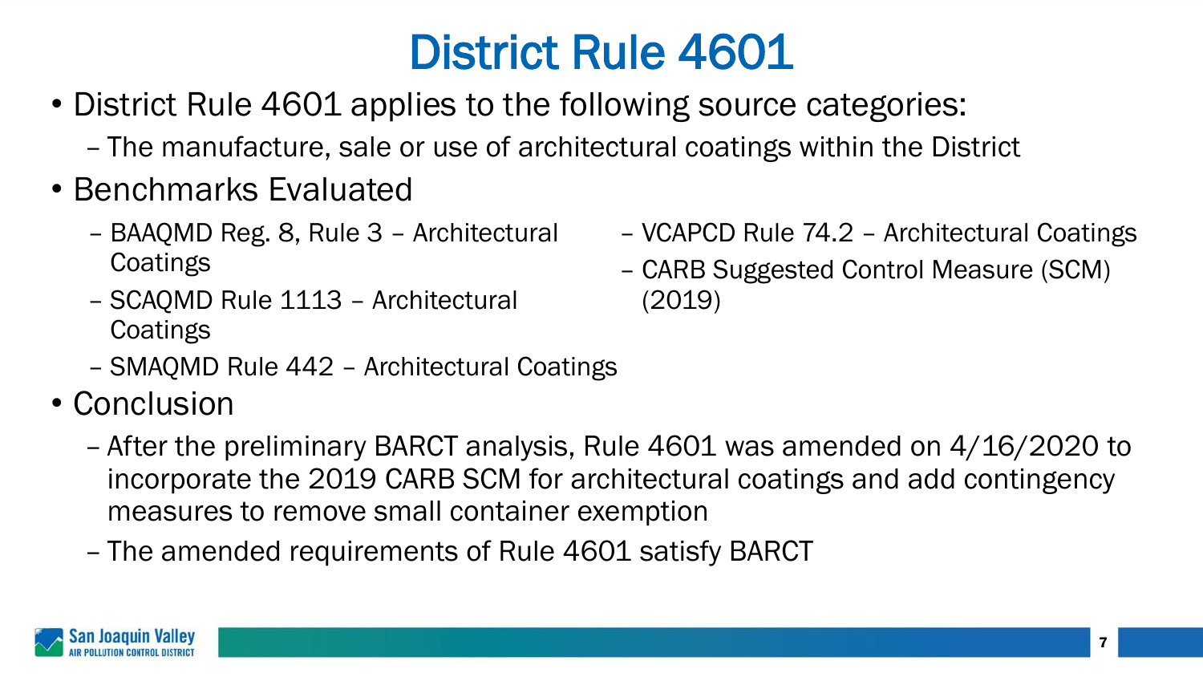# District Rule 4601

- District Rule 4601 applies to the following source categories:
  - The manufacture, sale or use of architectural coatings within the District
- Benchmarks Evaluated
  - BAAQMD Reg. 8, Rule 3 – Architectural Coatings
  - SCAQMD Rule 1113 – Architectural Coatings
  - SMAQMD Rule 442 – Architectural Coatings
  - VCAPCD Rule 74.2 – Architectural Coatings
  - CARB Suggested Control Measure (SCM) (2019)
- Conclusion
  - After the preliminary BARCT analysis, Rule 4601 was amended on 4/16/2020 to incorporate the 2019 CARB SCM for architectural coatings and add contingency measures to remove small container exemption
  - The amended requirements of Rule 4601 satisfy BARCT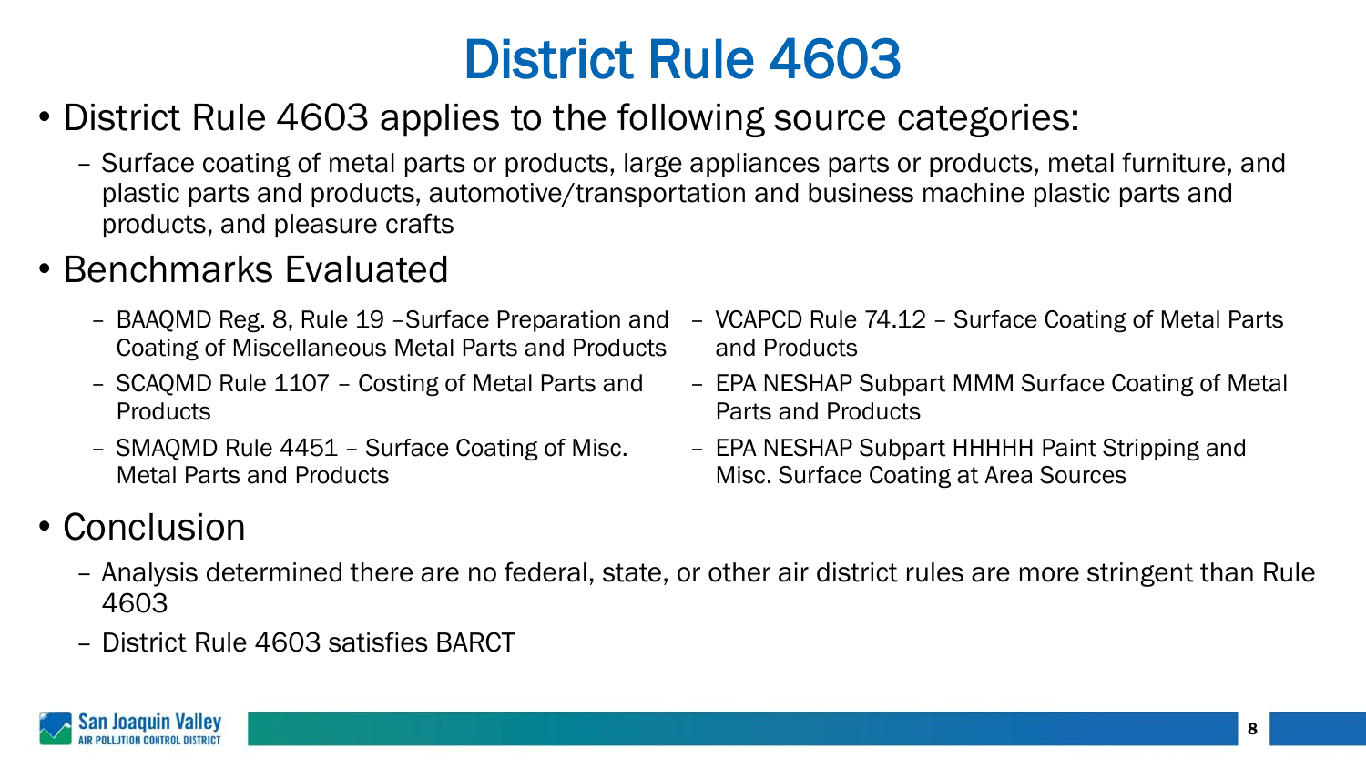# District Rule 4603

- District Rule 4603 applies to the following source categories:
  - Surface coating of metal parts or products, large appliances parts or products, metal furniture, and plastic parts and products, automotive/transportation and business machine plastic parts and products, and pleasure crafts
- Benchmarks Evaluated
  - BAAQMD Reg. 8, Rule 19 –Surface Preparation and Coating of Miscellaneous Metal Parts and Products
  - SCAQMD Rule 1107 – Costing of Metal Parts and Products
  - SMAQMD Rule 4451 – Surface Coating of Misc. Metal Parts and Products
  - VCAPCD Rule 74.12 – Surface Coating of Metal Parts and Products
  - EPA NESHAP Subpart MMM Surface Coating of Metal Parts and Products
  - EPA NESHAP Subpart HHHHH Paint Stripping and Misc. Surface Coating at Area Sources
- Conclusion
  - Analysis determined there are no federal, state, or other air district rules are more stringent than Rule 4603
  - District Rule 4603 satisfies BARCT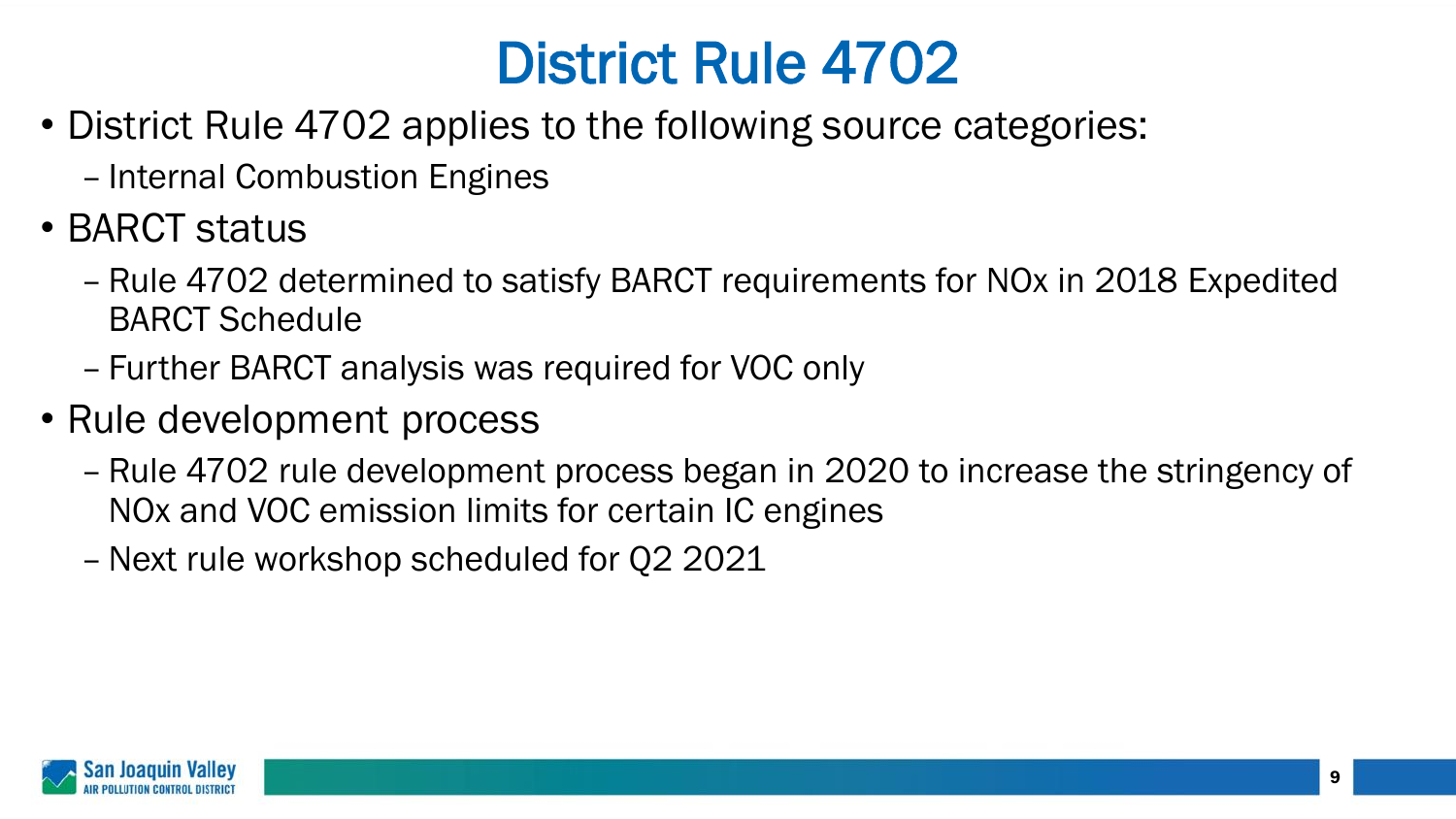# District Rule 4702

- District Rule 4702 applies to the following source categories:
  - Internal Combustion Engines
- BARCT status
  - Rule 4702 determined to satisfy BARCT requirements for NOx in 2018 Expedited BARCT Schedule
  - Further BARCT analysis was required for VOC only
- Rule development process
  - Rule 4702 rule development process began in 2020 to increase the stringency of NOx and VOC emission limits for certain IC engines
  - Next rule workshop scheduled for Q2 2021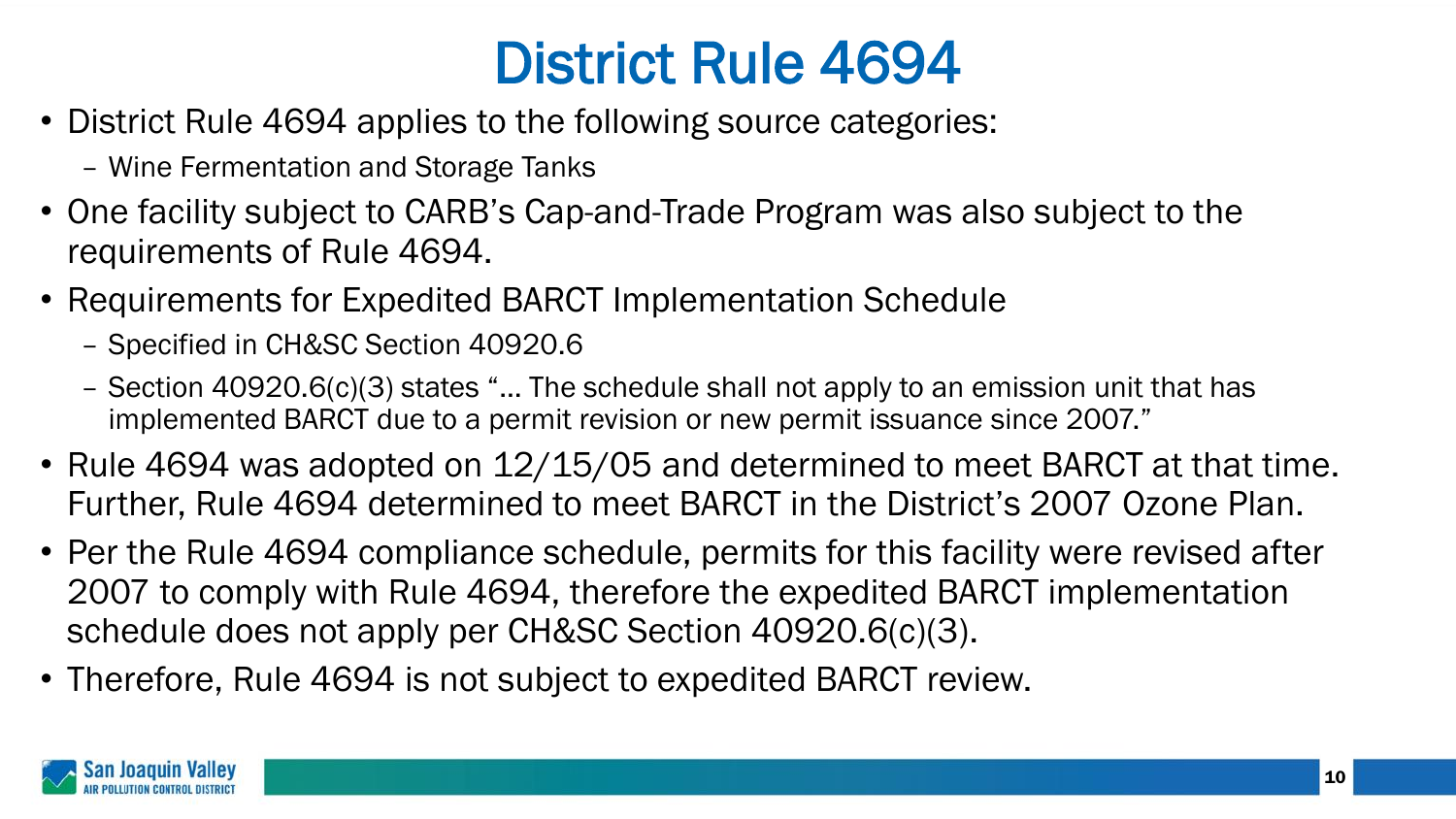# District Rule 4694

- District Rule 4694 applies to the following source categories:
  - Wine Fermentation and Storage Tanks
- One facility subject to CARB's Cap-and-Trade Program was also subject to the requirements of Rule 4694.
- Requirements for Expedited BARCT Implementation Schedule
  - Specified in CH&SC Section 40920.6
  - Section 40920.6(c)(3) states "… The schedule shall not apply to an emission unit that has implemented BARCT due to a permit revision or new permit issuance since 2007."
- Rule 4694 was adopted on 12/15/05 and determined to meet BARCT at that time. Further, Rule 4694 determined to meet BARCT in the District's 2007 Ozone Plan.
- Per the Rule 4694 compliance schedule, permits for this facility were revised after 2007 to comply with Rule 4694, therefore the expedited BARCT implementation schedule does not apply per CH&SC Section 40920.6(c)(3).
- Therefore, Rule 4694 is not subject to expedited BARCT review.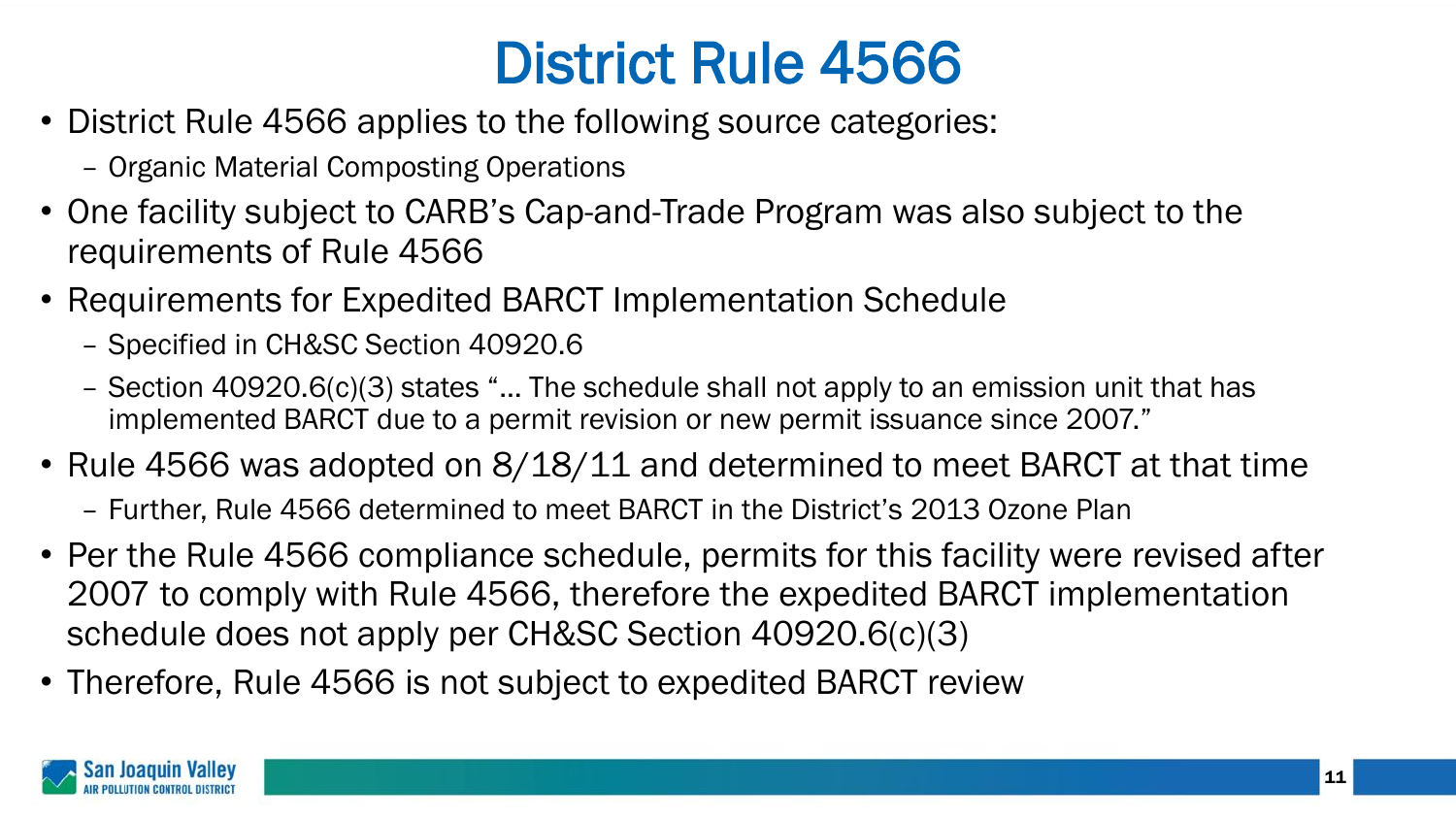# District Rule 4566

- District Rule 4566 applies to the following source categories:
  - Organic Material Composting Operations
- One facility subject to CARB's Cap-and-Trade Program was also subject to the requirements of Rule 4566
- Requirements for Expedited BARCT Implementation Schedule
  - Specified in CH&SC Section 40920.6
  - Section 40920.6(c)(3) states "… The schedule shall not apply to an emission unit that has implemented BARCT due to a permit revision or new permit issuance since 2007."
- Rule 4566 was adopted on 8/18/11 and determined to meet BARCT at that time
  - Further, Rule 4566 determined to meet BARCT in the District's 2013 Ozone Plan
- Per the Rule 4566 compliance schedule, permits for this facility were revised after 2007 to comply with Rule 4566, therefore the expedited BARCT implementation schedule does not apply per CH&SC Section 40920.6(c)(3)
- Therefore, Rule 4566 is not subject to expedited BARCT review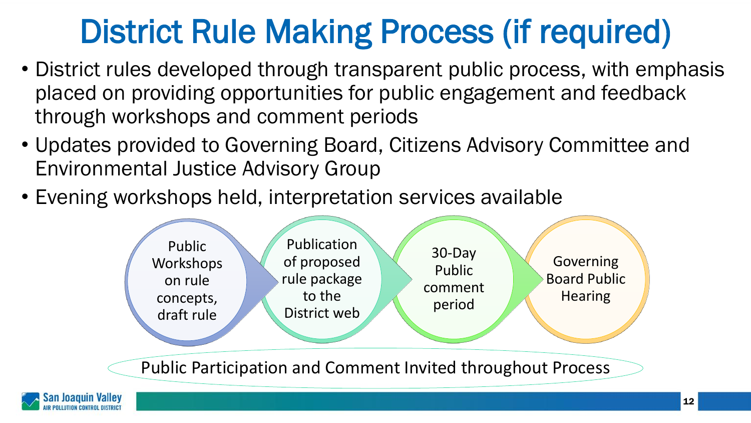# District Rule Making Process (if required)

- District rules developed through transparent public process, with emphasis placed on providing opportunities for public engagement and feedback through workshops and comment periods
- Updates provided to Governing Board, Citizens Advisory Committee and Environmental Justice Advisory Group
- Evening workshops held, interpretation services available

Public Workshops on rule concepts, draft rule → Publication of proposed rule package to the District web → 30-Day Public comment period → Governing Board Public Hearing

Public Participation and Comment Invited throughout Process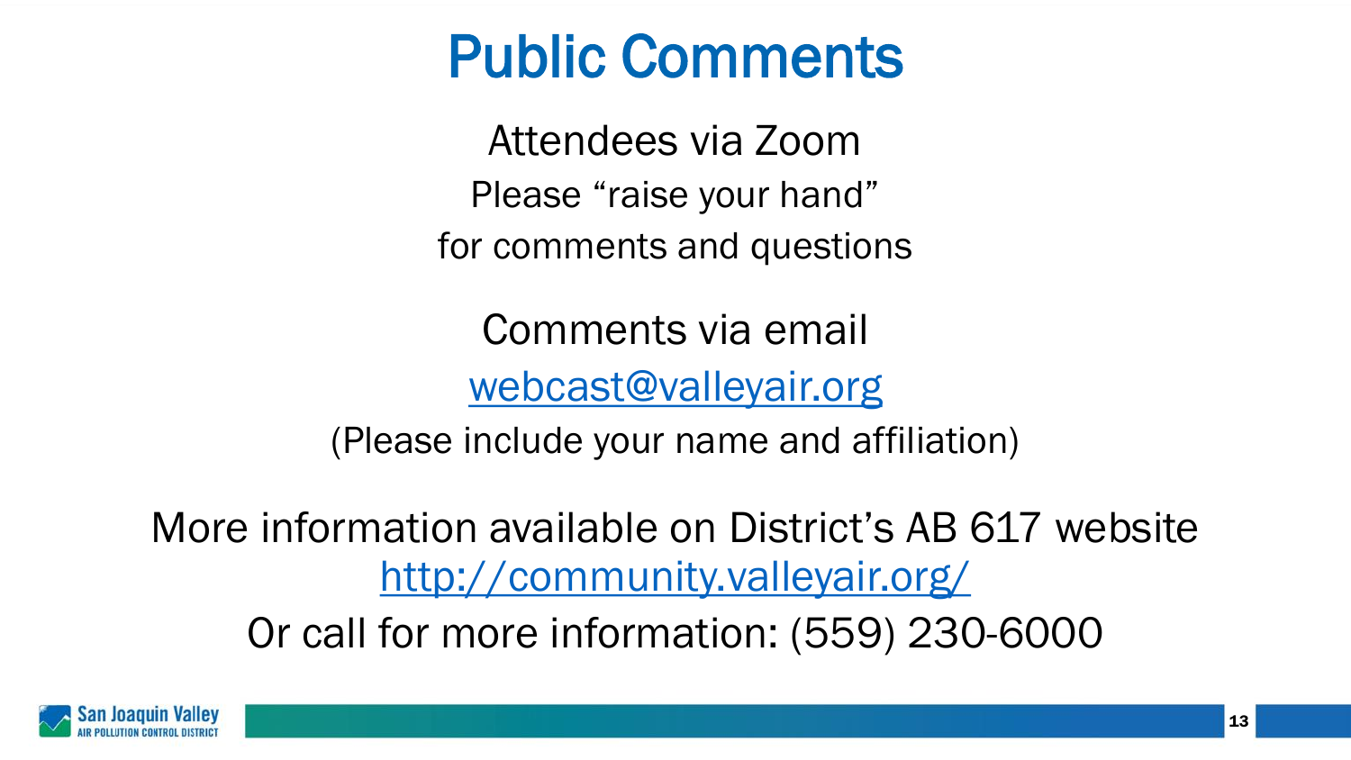# Public Comments

Attendees via Zoom

Please "raise your hand"

for comments and questions

Comments via email

webcast@valleyair.org

(Please include your name and affiliation)

More information available on District's AB 617 website

http://community.valleyair.org/

Or call for more information: (559) 230-6000